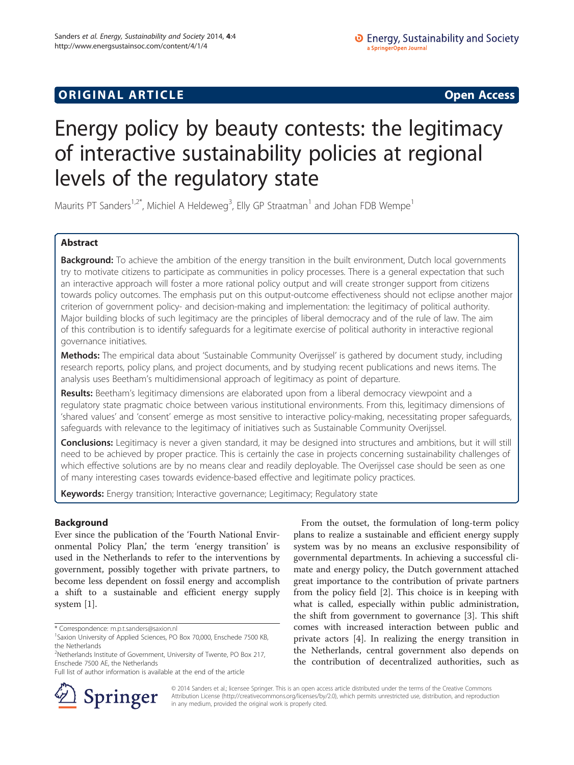**ORIGINAL ARTICLE** **Open Access**

# Energy policy by beauty contests: the legitimacy of interactive sustainability policies at regional levels of the regulatory state

Maurits PT Sanders[1,2*], Michiel A Heldeweg[3], Elly GP Straatman[1] and Johan FDB Wempe[1]

## Abstract

**Background:** To achieve the ambition of the energy transition in the built environment, Dutch local governments try to motivate citizens to participate as communities in policy processes. There is a general expectation that such an interactive approach will foster a more rational policy output and will create stronger support from citizens towards policy outcomes. The emphasis put on this output-outcome effectiveness should not eclipse another major criterion of government policy- and decision-making and implementation: the legitimacy of political authority. Major building blocks of such legitimacy are the principles of liberal democracy and of the rule of law. The aim of this contribution is to identify safeguards for a legitimate exercise of political authority in interactive regional governance initiatives.

**Methods:** The empirical data about 'Sustainable Community Overijssel' is gathered by document study, including research reports, policy plans, and project documents, and by studying recent publications and news items. The analysis uses Beetham's multidimensional approach of legitimacy as point of departure.

**Results:** Beetham's legitimacy dimensions are elaborated upon from a liberal democracy viewpoint and a regulatory state pragmatic choice between various institutional environments. From this, legitimacy dimensions of 'shared values' and 'consent' emerge as most sensitive to interactive policy-making, necessitating proper safeguards, safeguards with relevance to the legitimacy of initiatives such as Sustainable Community Overijssel.

**Conclusions:** Legitimacy is never a given standard, it may be designed into structures and ambitions, but it will still need to be achieved by proper practice. This is certainly the case in projects concerning sustainability challenges of which effective solutions are by no means clear and readily deployable. The Overijssel case should be seen as one of many interesting cases towards evidence-based effective and legitimate policy practices.

**Keywords:** Energy transition; Interactive governance; Legitimacy; Regulatory state

## Background

Ever since the publication of the 'Fourth National Environmental Policy Plan,' the term 'energy transition' is used in the Netherlands to refer to the interventions by government, possibly together with private partners, to become less dependent on fossil energy and accomplish a shift to a sustainable and efficient energy supply system [1].

From the outset, the formulation of long-term policy plans to realize a sustainable and efficient energy supply system was by no means an exclusive responsibility of governmental departments. In achieving a successful climate and energy policy, the Dutch government attached great importance to the contribution of private partners from the policy field [2]. This choice is in keeping with what is called, especially within public administration, the shift from government to governance [3]. This shift comes with increased interaction between public and private actors [4]. In realizing the energy transition in the Netherlands, central government also depends on the contribution of decentralized authorities, such as

\* Correspondence: m.p.t.sanders@saxion.nl
[1]Saxion University of Applied Sciences, PO Box 70,000, Enschede 7500 KB, the Netherlands
[2]Netherlands Institute of Government, University of Twente, PO Box 217, Enschede 7500 AE, the Netherlands
Full list of author information is available at the end of the article

© 2014 Sanders et al.; licensee Springer. This is an open access article distributed under the terms of the Creative Commons Attribution License (http://creativecommons.org/licenses/by/2.0), which permits unrestricted use, distribution, and reproduction in any medium, provided the original work is properly cited.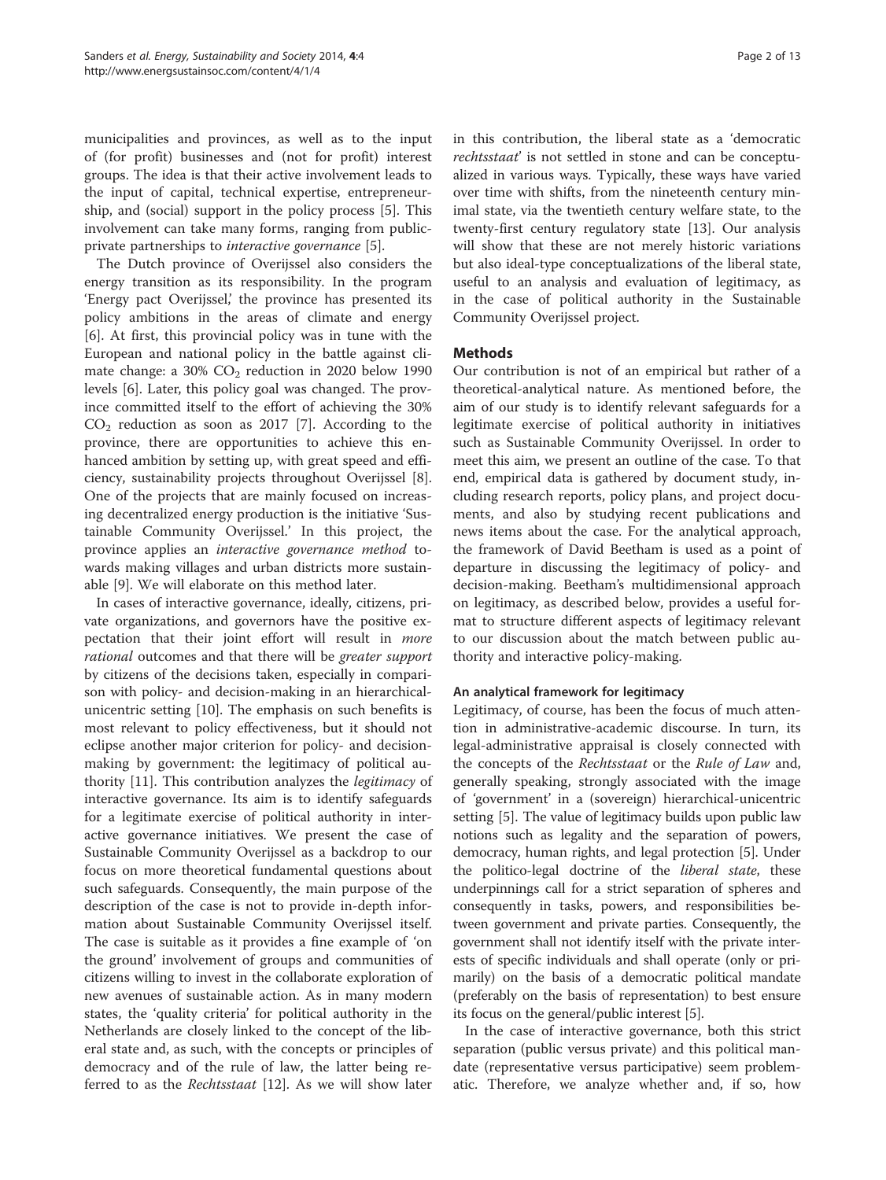municipalities and provinces, as well as to the input of (for profit) businesses and (not for profit) interest groups. The idea is that their active involvement leads to the input of capital, technical expertise, entrepreneurship, and (social) support in the policy process [5]. This involvement can take many forms, ranging from public-private partnerships to *interactive governance* [5].

The Dutch province of Overijssel also considers the energy transition as its responsibility. In the program 'Energy pact Overijssel,' the province has presented its policy ambitions in the areas of climate and energy [6]. At first, this provincial policy was in tune with the European and national policy in the battle against climate change: a 30% $CO_2$ reduction in 2020 below 1990 levels [6]. Later, this policy goal was changed. The province committed itself to the effort of achieving the 30% $CO_2$ reduction as soon as 2017 [7]. According to the province, there are opportunities to achieve this enhanced ambition by setting up, with great speed and efficiency, sustainability projects throughout Overijssel [8]. One of the projects that are mainly focused on increasing decentralized energy production is the initiative 'Sustainable Community Overijssel.' In this project, the province applies an *interactive governance method* towards making villages and urban districts more sustainable [9]. We will elaborate on this method later.

In cases of interactive governance, ideally, citizens, private organizations, and governors have the positive expectation that their joint effort will result in *more rational* outcomes and that there will be *greater support* by citizens of the decisions taken, especially in comparison with policy- and decision-making in an hierarchical-unicentric setting [10]. The emphasis on such benefits is most relevant to policy effectiveness, but it should not eclipse another major criterion for policy- and decision-making by government: the legitimacy of political authority [11]. This contribution analyzes the *legitimacy* of interactive governance. Its aim is to identify safeguards for a legitimate exercise of political authority in interactive governance initiatives. We present the case of Sustainable Community Overijssel as a backdrop to our focus on more theoretical fundamental questions about such safeguards. Consequently, the main purpose of the description of the case is not to provide in-depth information about Sustainable Community Overijssel itself. The case is suitable as it provides a fine example of 'on the ground' involvement of groups and communities of citizens willing to invest in the collaborate exploration of new avenues of sustainable action. As in many modern states, the 'quality criteria' for political authority in the Netherlands are closely linked to the concept of the liberal state and, as such, with the concepts or principles of democracy and of the rule of law, the latter being referred to as the *Rechtsstaat* [12]. As we will show later in this contribution, the liberal state as a 'democratic *rechtsstaat*' is not settled in stone and can be conceptualized in various ways. Typically, these ways have varied over time with shifts, from the nineteenth century minimal state, via the twentieth century welfare state, to the twenty-first century regulatory state [13]. Our analysis will show that these are not merely historic variations but also ideal-type conceptualizations of the liberal state, useful to an analysis and evaluation of legitimacy, as in the case of political authority in the Sustainable Community Overijssel project.

## Methods

Our contribution is not of an empirical but rather of a theoretical-analytical nature. As mentioned before, the aim of our study is to identify relevant safeguards for a legitimate exercise of political authority in initiatives such as Sustainable Community Overijssel. In order to meet this aim, we present an outline of the case. To that end, empirical data is gathered by document study, including research reports, policy plans, and project documents, and also by studying recent publications and news items about the case. For the analytical approach, the framework of David Beetham is used as a point of departure in discussing the legitimacy of policy- and decision-making. Beetham's multidimensional approach on legitimacy, as described below, provides a useful format to structure different aspects of legitimacy relevant to our discussion about the match between public authority and interactive policy-making.

### An analytical framework for legitimacy

Legitimacy, of course, has been the focus of much attention in administrative-academic discourse. In turn, its legal-administrative appraisal is closely connected with the concepts of the *Rechtsstaat* or the *Rule of Law* and, generally speaking, strongly associated with the image of 'government' in a (sovereign) hierarchical-unicentric setting [5]. The value of legitimacy builds upon public law notions such as legality and the separation of powers, democracy, human rights, and legal protection [5]. Under the politico-legal doctrine of the *liberal state*, these underpinnings call for a strict separation of spheres and consequently in tasks, powers, and responsibilities between government and private parties. Consequently, the government shall not identify itself with the private interests of specific individuals and shall operate (only or primarily) on the basis of a democratic political mandate (preferably on the basis of representation) to best ensure its focus on the general/public interest [5].

In the case of interactive governance, both this strict separation (public versus private) and this political mandate (representative versus participative) seem problematic. Therefore, we analyze whether and, if so, how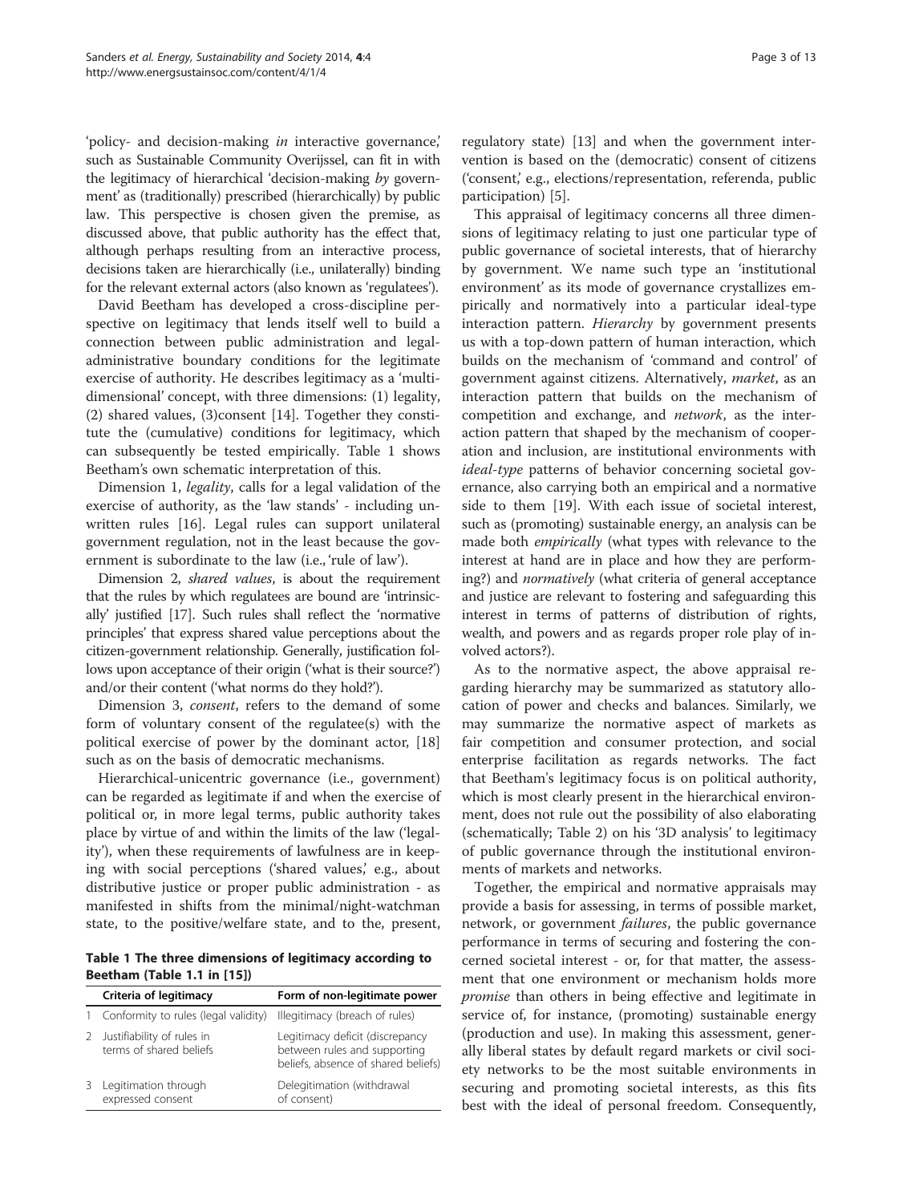'policy- and decision-making *in* interactive governance,' such as Sustainable Community Overijssel, can fit in with the legitimacy of hierarchical 'decision-making *by* government' as (traditionally) prescribed (hierarchically) by public law. This perspective is chosen given the premise, as discussed above, that public authority has the effect that, although perhaps resulting from an interactive process, decisions taken are hierarchically (i.e., unilaterally) binding for the relevant external actors (also known as 'regulatees').

David Beetham has developed a cross-discipline perspective on legitimacy that lends itself well to build a connection between public administration and legal-administrative boundary conditions for the legitimate exercise of authority. He describes legitimacy as a 'multi-dimensional' concept, with three dimensions: (1) legality, (2) shared values, (3)consent [14]. Together they constitute the (cumulative) conditions for legitimacy, which can subsequently be tested empirically. Table 1 shows Beetham's own schematic interpretation of this.

Dimension 1, *legality*, calls for a legal validation of the exercise of authority, as the 'law stands' - including unwritten rules [16]. Legal rules can support unilateral government regulation, not in the least because the government is subordinate to the law (i.e., 'rule of law').

Dimension 2, *shared values*, is about the requirement that the rules by which regulatees are bound are 'intrinsically' justified [17]. Such rules shall reflect the 'normative principles' that express shared value perceptions about the citizen-government relationship. Generally, justification follows upon acceptance of their origin ('what is their source?') and/or their content ('what norms do they hold?').

Dimension 3, *consent*, refers to the demand of some form of voluntary consent of the regulatee(s) with the political exercise of power by the dominant actor, [18] such as on the basis of democratic mechanisms.

Hierarchical-unicentric governance (i.e., government) can be regarded as legitimate if and when the exercise of political or, in more legal terms, public authority takes place by virtue of and within the limits of the law ('legality'), when these requirements of lawfulness are in keeping with social perceptions ('shared values,' e.g., about distributive justice or proper public administration - as manifested in shifts from the minimal/night-watchman state, to the positive/welfare state, and to the, present,

**Table 1 The three dimensions of legitimacy according to Beetham (Table 1.1 in [15])**

| | Criteria of legitimacy | Form of non-legitimate power |
|---|---|---|
| 1 | Conformity to rules (legal validity) | Illegitimacy (breach of rules) |
| 2 | Justifiability of rules in terms of shared beliefs | Legitimacy deficit (discrepancy between rules and supporting beliefs, absence of shared beliefs) |
| 3 | Legitimation through expressed consent | Delegitimation (withdrawal of consent) |

regulatory state) [13] and when the government intervention is based on the (democratic) consent of citizens ('consent,' e.g., elections/representation, referenda, public participation) [5].

This appraisal of legitimacy concerns all three dimensions of legitimacy relating to just one particular type of public governance of societal interests, that of hierarchy by government. We name such type an 'institutional environment' as its mode of governance crystallizes empirically and normatively into a particular ideal-type interaction pattern. *Hierarchy* by government presents us with a top-down pattern of human interaction, which builds on the mechanism of 'command and control' of government against citizens. Alternatively, *market*, as an interaction pattern that builds on the mechanism of competition and exchange, and *network*, as the interaction pattern that shaped by the mechanism of cooperation and inclusion, are institutional environments with *ideal-type* patterns of behavior concerning societal governance, also carrying both an empirical and a normative side to them [19]. With each issue of societal interest, such as (promoting) sustainable energy, an analysis can be made both *empirically* (what types with relevance to the interest at hand are in place and how they are performing?) and *normatively* (what criteria of general acceptance and justice are relevant to fostering and safeguarding this interest in terms of patterns of distribution of rights, wealth, and powers and as regards proper role play of involved actors?).

As to the normative aspect, the above appraisal regarding hierarchy may be summarized as statutory allocation of power and checks and balances. Similarly, we may summarize the normative aspect of markets as fair competition and consumer protection, and social enterprise facilitation as regards networks. The fact that Beetham's legitimacy focus is on political authority, which is most clearly present in the hierarchical environment, does not rule out the possibility of also elaborating (schematically; Table 2) on his '3D analysis' to legitimacy of public governance through the institutional environments of markets and networks.

Together, the empirical and normative appraisals may provide a basis for assessing, in terms of possible market, network, or government *failures*, the public governance performance in terms of securing and fostering the concerned societal interest - or, for that matter, the assessment that one environment or mechanism holds more *promise* than others in being effective and legitimate in service of, for instance, (promoting) sustainable energy (production and use). In making this assessment, generally liberal states by default regard markets or civil society networks to be the most suitable environments in securing and promoting societal interests, as this fits best with the ideal of personal freedom. Consequently,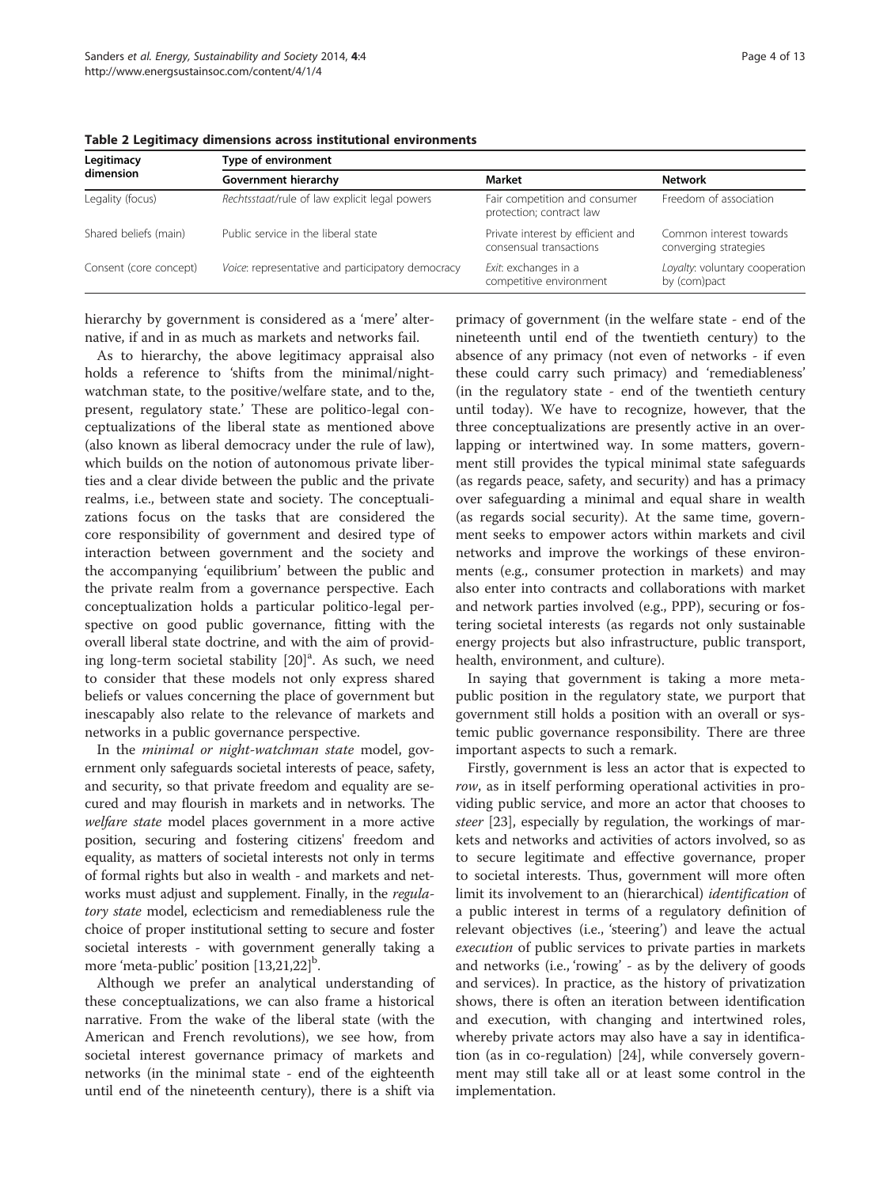**Table 2 Legitimacy dimensions across institutional environments**

| Legitimacy dimension | Type of environment | | |
|---|---|---|---|
| | Government hierarchy | Market | Network |
| Legality (focus) | *Rechtsstaat*/rule of law explicit legal powers | Fair competition and consumer protection; contract law | Freedom of association |
| Shared beliefs (main) | Public service in the liberal state | Private interest by efficient and consensual transactions | Common interest towards converging strategies |
| Consent (core concept) | *Voice*: representative and participatory democracy | *Exit*: exchanges in a competitive environment | *Loyalty*: voluntary cooperation by (com)pact |

hierarchy by government is considered as a 'mere' alternative, if and in as much as markets and networks fail.

As to hierarchy, the above legitimacy appraisal also holds a reference to 'shifts from the minimal/night-watchman state, to the positive/welfare state, and to the, present, regulatory state.' These are politico-legal conceptualizations of the liberal state as mentioned above (also known as liberal democracy under the rule of law), which builds on the notion of autonomous private liberties and a clear divide between the public and the private realms, i.e., between state and society. The conceptualizations focus on the tasks that are considered the core responsibility of government and desired type of interaction between government and the society and the accompanying 'equilibrium' between the public and the private realm from a governance perspective. Each conceptualization holds a particular politico-legal perspective on good public governance, fitting with the overall liberal state doctrine, and with the aim of providing long-term societal stability [20][a]. As such, we need to consider that these models not only express shared beliefs or values concerning the place of government but inescapably also relate to the relevance of markets and networks in a public governance perspective.

In the *minimal or night-watchman state* model, government only safeguards societal interests of peace, safety, and security, so that private freedom and equality are secured and may flourish in markets and in networks. The *welfare state* model places government in a more active position, securing and fostering citizens' freedom and equality, as matters of societal interests not only in terms of formal rights but also in wealth - and markets and networks must adjust and supplement. Finally, in the *regulatory state* model, eclecticism and remediableness rule the choice of proper institutional setting to secure and foster societal interests - with government generally taking a more 'meta-public' position [13,21,22][b].

Although we prefer an analytical understanding of these conceptualizations, we can also frame a historical narrative. From the wake of the liberal state (with the American and French revolutions), we see how, from societal interest governance primacy of markets and networks (in the minimal state - end of the eighteenth until end of the nineteenth century), there is a shift via primacy of government (in the welfare state - end of the nineteenth until end of the twentieth century) to the absence of any primacy (not even of networks - if even these could carry such primacy) and 'remediableness' (in the regulatory state - end of the twentieth century until today). We have to recognize, however, that the three conceptualizations are presently active in an overlapping or intertwined way. In some matters, government still provides the typical minimal state safeguards (as regards peace, safety, and security) and has a primacy over safeguarding a minimal and equal share in wealth (as regards social security). At the same time, government seeks to empower actors within markets and civil networks and improve the workings of these environments (e.g., consumer protection in markets) and may also enter into contracts and collaborations with market and network parties involved (e.g., PPP), securing or fostering societal interests (as regards not only sustainable energy projects but also infrastructure, public transport, health, environment, and culture).

In saying that government is taking a more meta-public position in the regulatory state, we purport that government still holds a position with an overall or systemic public governance responsibility. There are three important aspects to such a remark.

Firstly, government is less an actor that is expected to *row*, as in itself performing operational activities in providing public service, and more an actor that chooses to *steer* [23], especially by regulation, the workings of markets and networks and activities of actors involved, so as to secure legitimate and effective governance, proper to societal interests. Thus, government will more often limit its involvement to an (hierarchical) *identification* of a public interest in terms of a regulatory definition of relevant objectives (i.e., 'steering') and leave the actual *execution* of public services to private parties in markets and networks (i.e., 'rowing' - as by the delivery of goods and services). In practice, as the history of privatization shows, there is often an iteration between identification and execution, with changing and intertwined roles, whereby private actors may also have a say in identification (as in co-regulation) [24], while conversely government may still take all or at least some control in the implementation.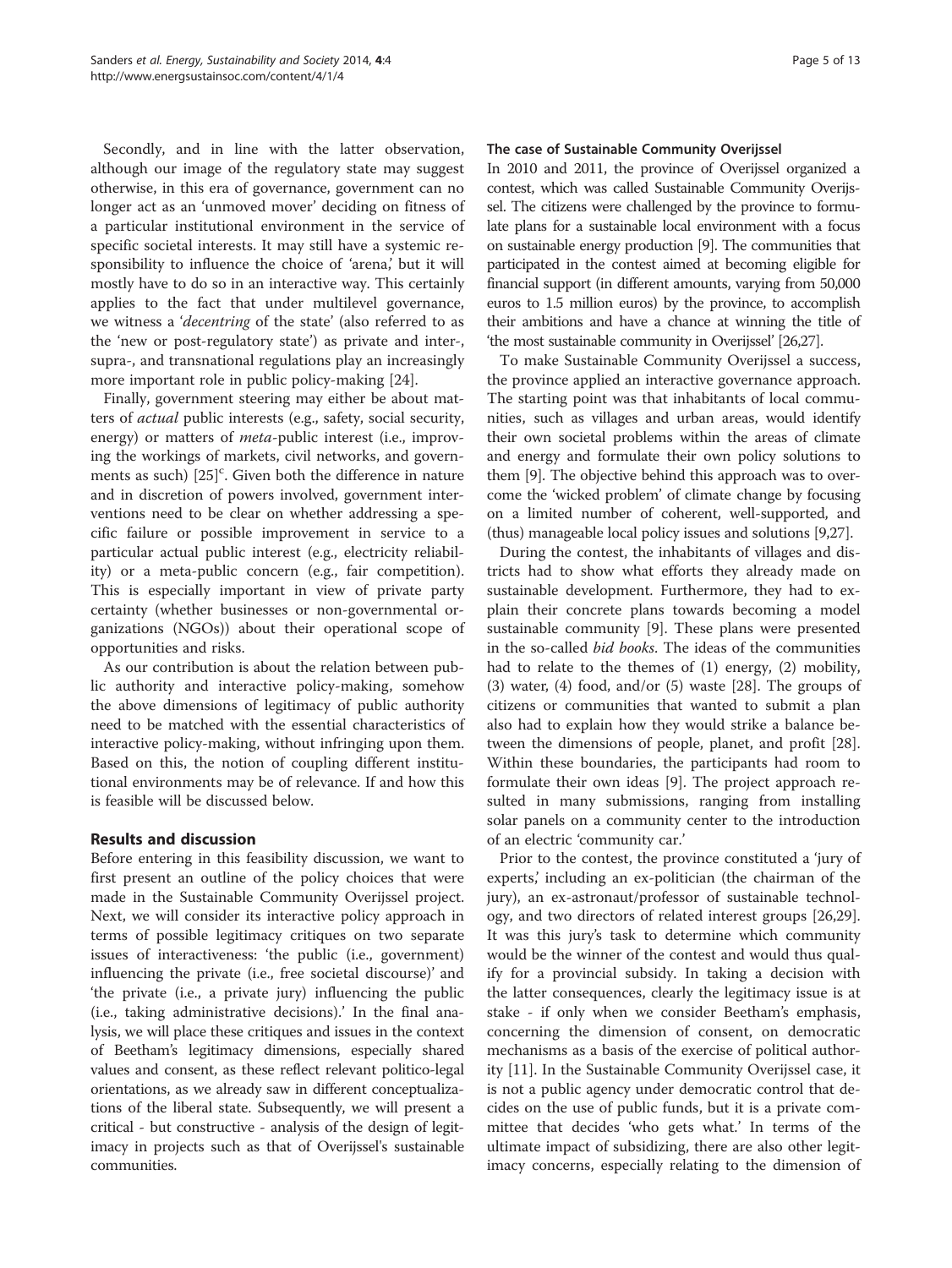Secondly, and in line with the latter observation, although our image of the regulatory state may suggest otherwise, in this era of governance, government can no longer act as an 'unmoved mover' deciding on fitness of a particular institutional environment in the service of specific societal interests. It may still have a systemic responsibility to influence the choice of 'arena,' but it will mostly have to do so in an interactive way. This certainly applies to the fact that under multilevel governance, we witness a '*decentring* of the state' (also referred to as the 'new or post-regulatory state') as private and inter-, supra-, and transnational regulations play an increasingly more important role in public policy-making [24].

Finally, government steering may either be about matters of *actual* public interests (e.g., safety, social security, energy) or matters of *meta*-public interest (i.e., improving the workings of markets, civil networks, and governments as such) [25][c]. Given both the difference in nature and in discretion of powers involved, government interventions need to be clear on whether addressing a specific failure or possible improvement in service to a particular actual public interest (e.g., electricity reliability) or a meta-public concern (e.g., fair competition). This is especially important in view of private party certainty (whether businesses or non-governmental organizations (NGOs)) about their operational scope of opportunities and risks.

As our contribution is about the relation between public authority and interactive policy-making, somehow the above dimensions of legitimacy of public authority need to be matched with the essential characteristics of interactive policy-making, without infringing upon them. Based on this, the notion of coupling different institutional environments may be of relevance. If and how this is feasible will be discussed below.

## Results and discussion

Before entering in this feasibility discussion, we want to first present an outline of the policy choices that were made in the Sustainable Community Overijssel project. Next, we will consider its interactive policy approach in terms of possible legitimacy critiques on two separate issues of interactiveness: 'the public (i.e., government) influencing the private (i.e., free societal discourse)' and 'the private (i.e., a private jury) influencing the public (i.e., taking administrative decisions).' In the final analysis, we will place these critiques and issues in the context of Beetham's legitimacy dimensions, especially shared values and consent, as these reflect relevant politico-legal orientations, as we already saw in different conceptualizations of the liberal state. Subsequently, we will present a critical - but constructive - analysis of the design of legitimacy in projects such as that of Overijssel's sustainable communities.

### The case of Sustainable Community Overijssel

In 2010 and 2011, the province of Overijssel organized a contest, which was called Sustainable Community Overijssel. The citizens were challenged by the province to formulate plans for a sustainable local environment with a focus on sustainable energy production [9]. The communities that participated in the contest aimed at becoming eligible for financial support (in different amounts, varying from 50,000 euros to 1.5 million euros) by the province, to accomplish their ambitions and have a chance at winning the title of 'the most sustainable community in Overijssel' [26,27].

To make Sustainable Community Overijssel a success, the province applied an interactive governance approach. The starting point was that inhabitants of local communities, such as villages and urban areas, would identify their own societal problems within the areas of climate and energy and formulate their own policy solutions to them [9]. The objective behind this approach was to overcome the 'wicked problem' of climate change by focusing on a limited number of coherent, well-supported, and (thus) manageable local policy issues and solutions [9,27].

During the contest, the inhabitants of villages and districts had to show what efforts they already made on sustainable development. Furthermore, they had to explain their concrete plans towards becoming a model sustainable community [9]. These plans were presented in the so-called *bid books*. The ideas of the communities had to relate to the themes of (1) energy, (2) mobility, (3) water, (4) food, and/or (5) waste [28]. The groups of citizens or communities that wanted to submit a plan also had to explain how they would strike a balance between the dimensions of people, planet, and profit [28]. Within these boundaries, the participants had room to formulate their own ideas [9]. The project approach resulted in many submissions, ranging from installing solar panels on a community center to the introduction of an electric 'community car.'

Prior to the contest, the province constituted a 'jury of experts,' including an ex-politician (the chairman of the jury), an ex-astronaut/professor of sustainable technology, and two directors of related interest groups [26,29]. It was this jury's task to determine which community would be the winner of the contest and would thus qualify for a provincial subsidy. In taking a decision with the latter consequences, clearly the legitimacy issue is at stake - if only when we consider Beetham's emphasis, concerning the dimension of consent, on democratic mechanisms as a basis of the exercise of political authority [11]. In the Sustainable Community Overijssel case, it is not a public agency under democratic control that decides on the use of public funds, but it is a private committee that decides 'who gets what.' In terms of the ultimate impact of subsidizing, there are also other legitimacy concerns, especially relating to the dimension of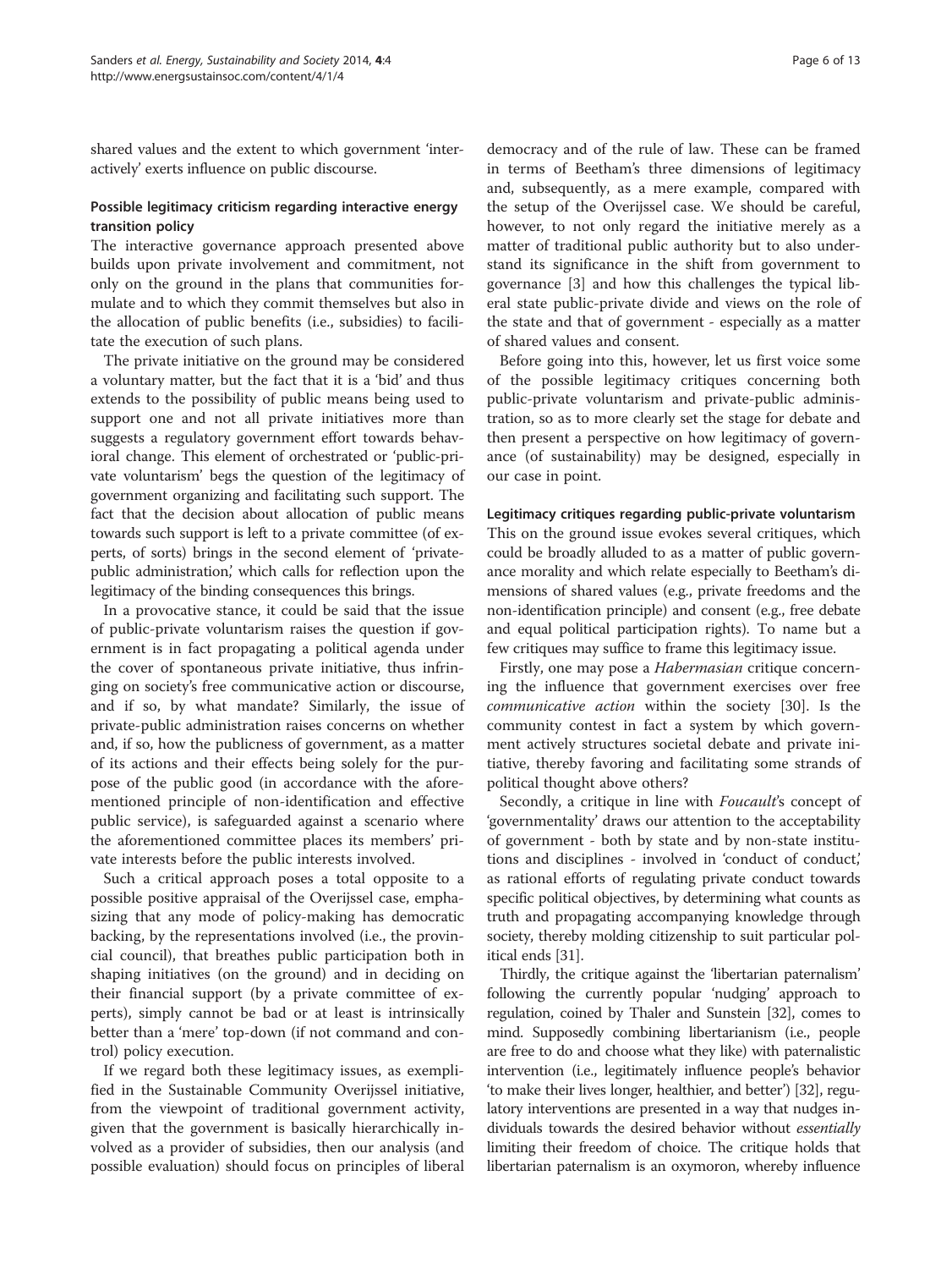shared values and the extent to which government 'interactively' exerts influence on public discourse.

### Possible legitimacy criticism regarding interactive energy transition policy

The interactive governance approach presented above builds upon private involvement and commitment, not only on the ground in the plans that communities formulate and to which they commit themselves but also in the allocation of public benefits (i.e., subsidies) to facilitate the execution of such plans.

The private initiative on the ground may be considered a voluntary matter, but the fact that it is a 'bid' and thus extends to the possibility of public means being used to support one and not all private initiatives more than suggests a regulatory government effort towards behavioral change. This element of orchestrated or 'public-private voluntarism' begs the question of the legitimacy of government organizing and facilitating such support. The fact that the decision about allocation of public means towards such support is left to a private committee (of experts, of sorts) brings in the second element of 'private-public administration,' which calls for reflection upon the legitimacy of the binding consequences this brings.

In a provocative stance, it could be said that the issue of public-private voluntarism raises the question if government is in fact propagating a political agenda under the cover of spontaneous private initiative, thus infringing on society's free communicative action or discourse, and if so, by what mandate? Similarly, the issue of private-public administration raises concerns on whether and, if so, how the publicness of government, as a matter of its actions and their effects being solely for the purpose of the public good (in accordance with the aforementioned principle of non-identification and effective public service), is safeguarded against a scenario where the aforementioned committee places its members' private interests before the public interests involved.

Such a critical approach poses a total opposite to a possible positive appraisal of the Overijssel case, emphasizing that any mode of policy-making has democratic backing, by the representations involved (i.e., the provincial council), that breathes public participation both in shaping initiatives (on the ground) and in deciding on their financial support (by a private committee of experts), simply cannot be bad or at least is intrinsically better than a 'mere' top-down (if not command and control) policy execution.

If we regard both these legitimacy issues, as exemplified in the Sustainable Community Overijssel initiative, from the viewpoint of traditional government activity, given that the government is basically hierarchically involved as a provider of subsidies, then our analysis (and possible evaluation) should focus on principles of liberal democracy and of the rule of law. These can be framed in terms of Beetham's three dimensions of legitimacy and, subsequently, as a mere example, compared with the setup of the Overijssel case. We should be careful, however, to not only regard the initiative merely as a matter of traditional public authority but to also understand its significance in the shift from government to governance [3] and how this challenges the typical liberal state public-private divide and views on the role of the state and that of government - especially as a matter of shared values and consent.

Before going into this, however, let us first voice some of the possible legitimacy critiques concerning both public-private voluntarism and private-public administration, so as to more clearly set the stage for debate and then present a perspective on how legitimacy of governance (of sustainability) may be designed, especially in our case in point.

#### Legitimacy critiques regarding public-private voluntarism

This on the ground issue evokes several critiques, which could be broadly alluded to as a matter of public governance morality and which relate especially to Beetham's dimensions of shared values (e.g., private freedoms and the non-identification principle) and consent (e.g., free debate and equal political participation rights). To name but a few critiques may suffice to frame this legitimacy issue.

Firstly, one may pose a *Habermasian* critique concerning the influence that government exercises over free *communicative action* within the society [30]. Is the community contest in fact a system by which government actively structures societal debate and private initiative, thereby favoring and facilitating some strands of political thought above others?

Secondly, a critique in line with *Foucault*'s concept of 'governmentality' draws our attention to the acceptability of government - both by state and by non-state institutions and disciplines - involved in 'conduct of conduct,' as rational efforts of regulating private conduct towards specific political objectives, by determining what counts as truth and propagating accompanying knowledge through society, thereby molding citizenship to suit particular political ends [31].

Thirdly, the critique against the 'libertarian paternalism' following the currently popular 'nudging' approach to regulation, coined by Thaler and Sunstein [32], comes to mind. Supposedly combining libertarianism (i.e., people are free to do and choose what they like) with paternalistic intervention (i.e., legitimately influence people's behavior 'to make their lives longer, healthier, and better') [32], regulatory interventions are presented in a way that nudges individuals towards the desired behavior without *essentially* limiting their freedom of choice. The critique holds that libertarian paternalism is an oxymoron, whereby influence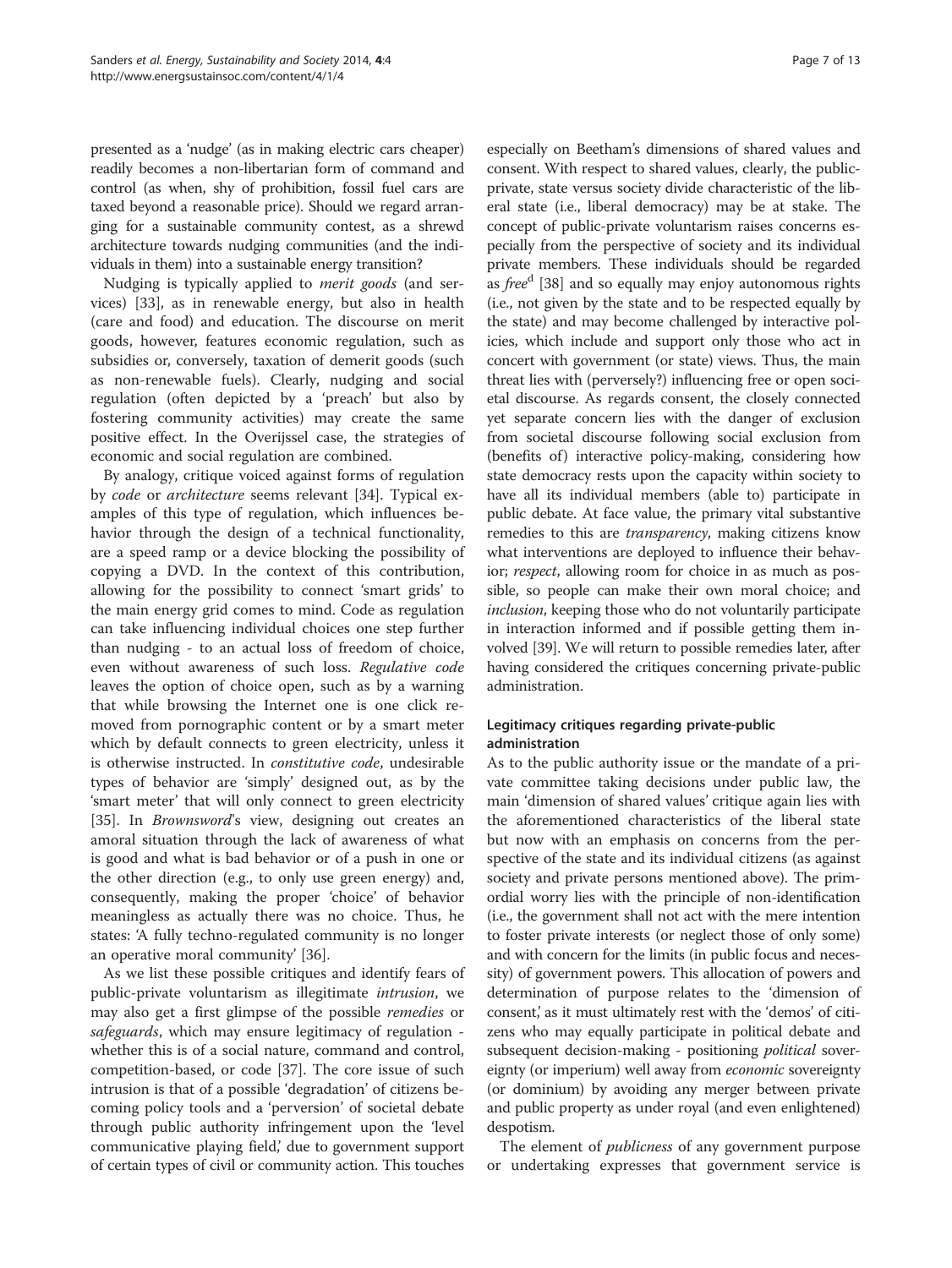presented as a 'nudge' (as in making electric cars cheaper) readily becomes a non-libertarian form of command and control (as when, shy of prohibition, fossil fuel cars are taxed beyond a reasonable price). Should we regard arranging for a sustainable community contest, as a shrewd architecture towards nudging communities (and the individuals in them) into a sustainable energy transition?

Nudging is typically applied to *merit goods* (and services) [33], as in renewable energy, but also in health (care and food) and education. The discourse on merit goods, however, features economic regulation, such as subsidies or, conversely, taxation of demerit goods (such as non-renewable fuels). Clearly, nudging and social regulation (often depicted by a 'preach' but also by fostering community activities) may create the same positive effect. In the Overijssel case, the strategies of economic and social regulation are combined.

By analogy, critique voiced against forms of regulation by *code* or *architecture* seems relevant [34]. Typical examples of this type of regulation, which influences behavior through the design of a technical functionality, are a speed ramp or a device blocking the possibility of copying a DVD. In the context of this contribution, allowing for the possibility to connect 'smart grids' to the main energy grid comes to mind. Code as regulation can take influencing individual choices one step further than nudging - to an actual loss of freedom of choice, even without awareness of such loss. *Regulative code* leaves the option of choice open, such as by a warning that while browsing the Internet one is one click removed from pornographic content or by a smart meter which by default connects to green electricity, unless it is otherwise instructed. In *constitutive code*, undesirable types of behavior are 'simply' designed out, as by the 'smart meter' that will only connect to green electricity [35]. In *Brownsword*'s view, designing out creates an amoral situation through the lack of awareness of what is good and what is bad behavior or of a push in one or the other direction (e.g., to only use green energy) and, consequently, making the proper 'choice' of behavior meaningless as actually there was no choice. Thus, he states: 'A fully techno-regulated community is no longer an operative moral community' [36].

As we list these possible critiques and identify fears of public-private voluntarism as illegitimate *intrusion*, we may also get a first glimpse of the possible *remedies* or *safeguards*, which may ensure legitimacy of regulation - whether this is of a social nature, command and control, competition-based, or code [37]. The core issue of such intrusion is that of a possible 'degradation' of citizens becoming policy tools and a 'perversion' of societal debate through public authority infringement upon the 'level communicative playing field,' due to government support of certain types of civil or community action. This touches especially on Beetham's dimensions of shared values and consent. With respect to shared values, clearly, the public-private, state versus society divide characteristic of the liberal state (i.e., liberal democracy) may be at stake. The concept of public-private voluntarism raises concerns especially from the perspective of society and its individual private members. These individuals should be regarded as *free*[d] [38] and so equally may enjoy autonomous rights (i.e., not given by the state and to be respected equally by the state) and may become challenged by interactive policies, which include and support only those who act in concert with government (or state) views. Thus, the main threat lies with (perversely?) influencing free or open societal discourse. As regards consent, the closely connected yet separate concern lies with the danger of exclusion from societal discourse following social exclusion from (benefits of) interactive policy-making, considering how state democracy rests upon the capacity within society to have all its individual members (able to) participate in public debate. At face value, the primary vital substantive remedies to this are *transparency*, making citizens know what interventions are deployed to influence their behavior; *respect*, allowing room for choice in as much as possible, so people can make their own moral choice; and *inclusion*, keeping those who do not voluntarily participate in interaction informed and if possible getting them involved [39]. We will return to possible remedies later, after having considered the critiques concerning private-public administration.

## Legitimacy critiques regarding private-public administration

As to the public authority issue or the mandate of a private committee taking decisions under public law, the main 'dimension of shared values' critique again lies with the aforementioned characteristics of the liberal state but now with an emphasis on concerns from the perspective of the state and its individual citizens (as against society and private persons mentioned above). The primordial worry lies with the principle of non-identification (i.e., the government shall not act with the mere intention to foster private interests (or neglect those of only some) and with concern for the limits (in public focus and necessity) of government powers. This allocation of powers and determination of purpose relates to the 'dimension of consent,' as it must ultimately rest with the 'demos' of citizens who may equally participate in political debate and subsequent decision-making - positioning *political* sovereignty (or imperium) well away from *economic* sovereignty (or dominium) by avoiding any merger between private and public property as under royal (and even enlightened) despotism.

The element of *publicness* of any government purpose or undertaking expresses that government service is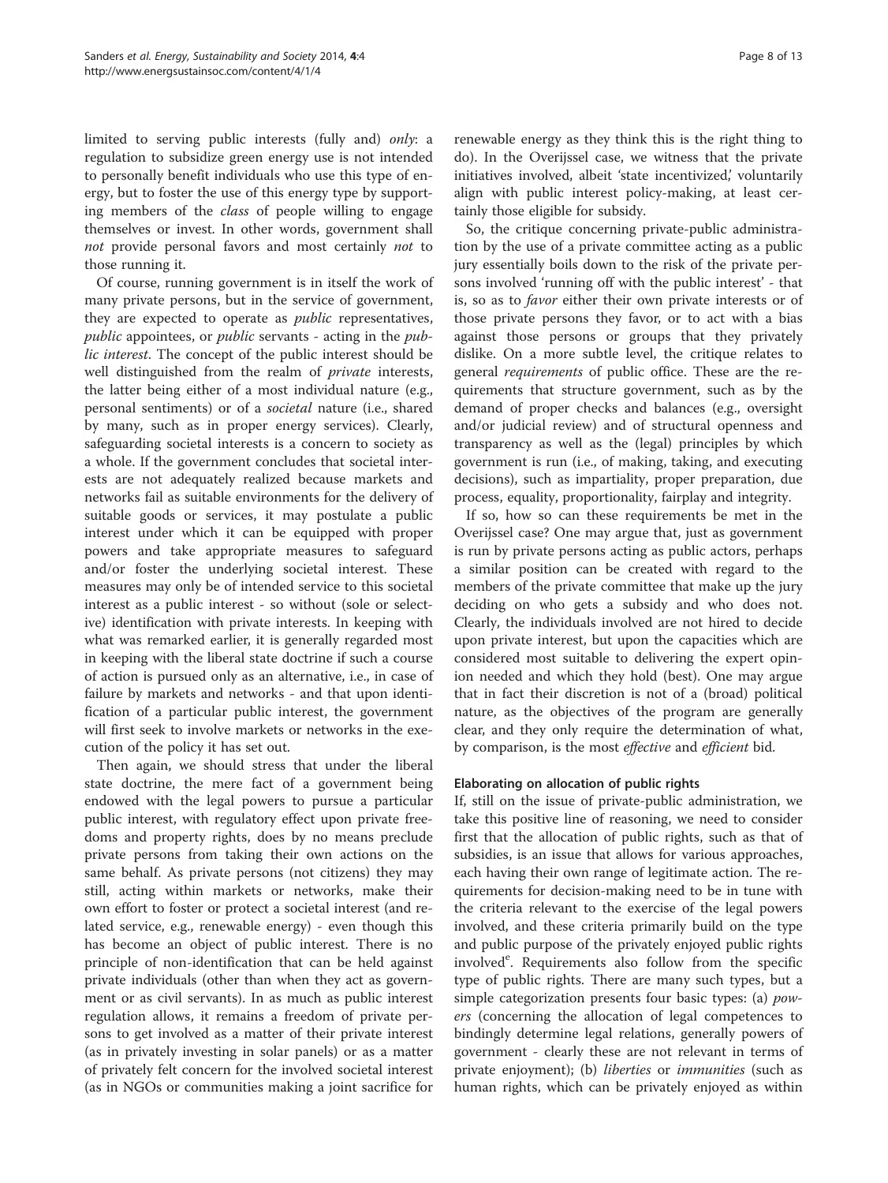limited to serving public interests (fully and) *only*: a regulation to subsidize green energy use is not intended to personally benefit individuals who use this type of energy, but to foster the use of this energy type by supporting members of the *class* of people willing to engage themselves or invest. In other words, government shall *not* provide personal favors and most certainly *not* to those running it.

Of course, running government is in itself the work of many private persons, but in the service of government, they are expected to operate as *public* representatives, *public* appointees, or *public* servants - acting in the *public interest*. The concept of the public interest should be well distinguished from the realm of *private* interests, the latter being either of a most individual nature (e.g., personal sentiments) or of a *societal* nature (i.e., shared by many, such as in proper energy services). Clearly, safeguarding societal interests is a concern to society as a whole. If the government concludes that societal interests are not adequately realized because markets and networks fail as suitable environments for the delivery of suitable goods or services, it may postulate a public interest under which it can be equipped with proper powers and take appropriate measures to safeguard and/or foster the underlying societal interest. These measures may only be of intended service to this societal interest as a public interest - so without (sole or selective) identification with private interests. In keeping with what was remarked earlier, it is generally regarded most in keeping with the liberal state doctrine if such a course of action is pursued only as an alternative, i.e., in case of failure by markets and networks - and that upon identification of a particular public interest, the government will first seek to involve markets or networks in the execution of the policy it has set out.

Then again, we should stress that under the liberal state doctrine, the mere fact of a government being endowed with the legal powers to pursue a particular public interest, with regulatory effect upon private freedoms and property rights, does by no means preclude private persons from taking their own actions on the same behalf. As private persons (not citizens) they may still, acting within markets or networks, make their own effort to foster or protect a societal interest (and related service, e.g., renewable energy) - even though this has become an object of public interest. There is no principle of non-identification that can be held against private individuals (other than when they act as government or as civil servants). In as much as public interest regulation allows, it remains a freedom of private persons to get involved as a matter of their private interest (as in privately investing in solar panels) or as a matter of privately felt concern for the involved societal interest (as in NGOs or communities making a joint sacrifice for renewable energy as they think this is the right thing to do). In the Overijssel case, we witness that the private initiatives involved, albeit 'state incentivized,' voluntarily align with public interest policy-making, at least certainly those eligible for subsidy.

So, the critique concerning private-public administration by the use of a private committee acting as a public jury essentially boils down to the risk of the private persons involved 'running off with the public interest' - that is, so as to *favor* either their own private interests or of those private persons they favor, or to act with a bias against those persons or groups that they privately dislike. On a more subtle level, the critique relates to general *requirements* of public office. These are the requirements that structure government, such as by the demand of proper checks and balances (e.g., oversight and/or judicial review) and of structural openness and transparency as well as the (legal) principles by which government is run (i.e., of making, taking, and executing decisions), such as impartiality, proper preparation, due process, equality, proportionality, fairplay and integrity.

If so, how so can these requirements be met in the Overijssel case? One may argue that, just as government is run by private persons acting as public actors, perhaps a similar position can be created with regard to the members of the private committee that make up the jury deciding on who gets a subsidy and who does not. Clearly, the individuals involved are not hired to decide upon private interest, but upon the capacities which are considered most suitable to delivering the expert opinion needed and which they hold (best). One may argue that in fact their discretion is not of a (broad) political nature, as the objectives of the program are generally clear, and they only require the determination of what, by comparison, is the most *effective* and *efficient* bid.

#### Elaborating on allocation of public rights

If, still on the issue of private-public administration, we take this positive line of reasoning, we need to consider first that the allocation of public rights, such as that of subsidies, is an issue that allows for various approaches, each having their own range of legitimate action. The requirements for decision-making need to be in tune with the criteria relevant to the exercise of the legal powers involved, and these criteria primarily build on the type and public purpose of the privately enjoyed public rights involved[e]. Requirements also follow from the specific type of public rights. There are many such types, but a simple categorization presents four basic types: (a) *powers* (concerning the allocation of legal competences to bindingly determine legal relations, generally powers of government - clearly these are not relevant in terms of private enjoyment); (b) *liberties* or *immunities* (such as human rights, which can be privately enjoyed as within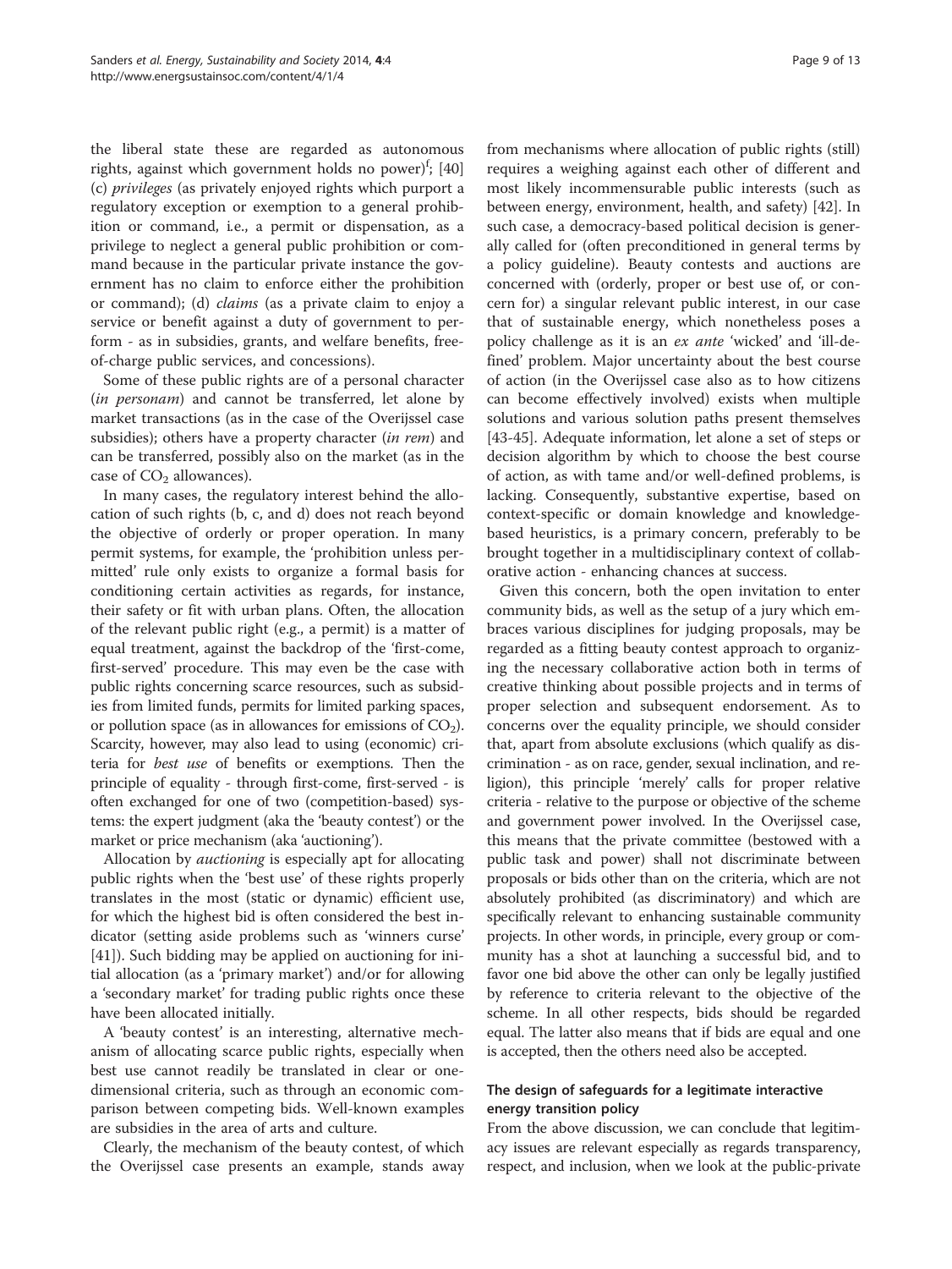the liberal state these are regarded as autonomous rights, against which government holds no power)[f]; [40] (c) *privileges* (as privately enjoyed rights which purport a regulatory exception or exemption to a general prohibition or command, i.e., a permit or dispensation, as a privilege to neglect a general public prohibition or command because in the particular private instance the government has no claim to enforce either the prohibition or command); (d) *claims* (as a private claim to enjoy a service or benefit against a duty of government to perform - as in subsidies, grants, and welfare benefits, free-of-charge public services, and concessions).

Some of these public rights are of a personal character (*in personam*) and cannot be transferred, let alone by market transactions (as in the case of the Overijssel case subsidies); others have a property character (*in rem*) and can be transferred, possibly also on the market (as in the case of $CO_2$ allowances).

In many cases, the regulatory interest behind the allocation of such rights (b, c, and d) does not reach beyond the objective of orderly or proper operation. In many permit systems, for example, the 'prohibition unless permitted' rule only exists to organize a formal basis for conditioning certain activities as regards, for instance, their safety or fit with urban plans. Often, the allocation of the relevant public right (e.g., a permit) is a matter of equal treatment, against the backdrop of the 'first-come, first-served' procedure. This may even be the case with public rights concerning scarce resources, such as subsidies from limited funds, permits for limited parking spaces, or pollution space (as in allowances for emissions of $CO_2$). Scarcity, however, may also lead to using (economic) criteria for *best use* of benefits or exemptions. Then the principle of equality - through first-come, first-served - is often exchanged for one of two (competition-based) systems: the expert judgment (aka the 'beauty contest') or the market or price mechanism (aka 'auctioning').

Allocation by *auctioning* is especially apt for allocating public rights when the 'best use' of these rights properly translates in the most (static or dynamic) efficient use, for which the highest bid is often considered the best indicator (setting aside problems such as 'winners curse' [41]). Such bidding may be applied on auctioning for initial allocation (as a 'primary market') and/or for allowing a 'secondary market' for trading public rights once these have been allocated initially.

A 'beauty contest' is an interesting, alternative mechanism of allocating scarce public rights, especially when best use cannot readily be translated in clear or one-dimensional criteria, such as through an economic comparison between competing bids. Well-known examples are subsidies in the area of arts and culture.

Clearly, the mechanism of the beauty contest, of which the Overijssel case presents an example, stands away from mechanisms where allocation of public rights (still) requires a weighing against each other of different and most likely incommensurable public interests (such as between energy, environment, health, and safety) [42]. In such case, a democracy-based political decision is generally called for (often preconditioned in general terms by a policy guideline). Beauty contests and auctions are concerned with (orderly, proper or best use of, or concern for) a singular relevant public interest, in our case that of sustainable energy, which nonetheless poses a policy challenge as it is an *ex ante* 'wicked' and 'ill-defined' problem. Major uncertainty about the best course of action (in the Overijssel case also as to how citizens can become effectively involved) exists when multiple solutions and various solution paths present themselves [43-45]. Adequate information, let alone a set of steps or decision algorithm by which to choose the best course of action, as with tame and/or well-defined problems, is lacking. Consequently, substantive expertise, based on context-specific or domain knowledge and knowledge-based heuristics, is a primary concern, preferably to be brought together in a multidisciplinary context of collaborative action - enhancing chances at success.

Given this concern, both the open invitation to enter community bids, as well as the setup of a jury which embraces various disciplines for judging proposals, may be regarded as a fitting beauty contest approach to organizing the necessary collaborative action both in terms of creative thinking about possible projects and in terms of proper selection and subsequent endorsement. As to concerns over the equality principle, we should consider that, apart from absolute exclusions (which qualify as discrimination - as on race, gender, sexual inclination, and religion), this principle 'merely' calls for proper relative criteria - relative to the purpose or objective of the scheme and government power involved. In the Overijssel case, this means that the private committee (bestowed with a public task and power) shall not discriminate between proposals or bids other than on the criteria, which are not absolutely prohibited (as discriminatory) and which are specifically relevant to enhancing sustainable community projects. In other words, in principle, every group or community has a shot at launching a successful bid, and to favor one bid above the other can only be legally justified by reference to criteria relevant to the objective of the scheme. In all other respects, bids should be regarded equal. The latter also means that if bids are equal and one is accepted, then the others need also be accepted.

## The design of safeguards for a legitimate interactive energy transition policy

From the above discussion, we can conclude that legitimacy issues are relevant especially as regards transparency, respect, and inclusion, when we look at the public-private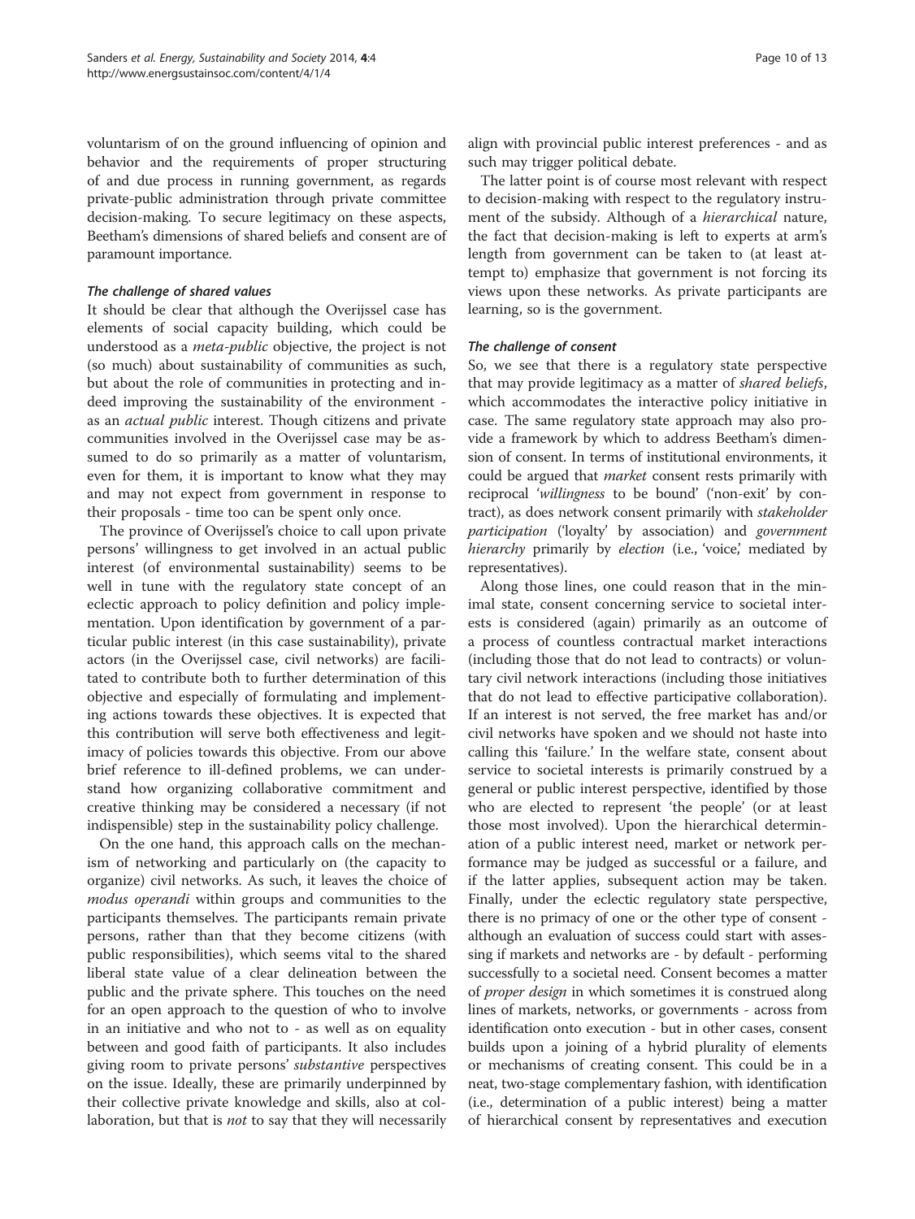voluntarism of on the ground influencing of opinion and behavior and the requirements of proper structuring of and due process in running government, as regards private-public administration through private committee decision-making. To secure legitimacy on these aspects, Beetham's dimensions of shared beliefs and consent are of paramount importance.

#### *The challenge of shared values*

It should be clear that although the Overijssel case has elements of social capacity building, which could be understood as a *meta-public* objective, the project is not (so much) about sustainability of communities as such, but about the role of communities in protecting and indeed improving the sustainability of the environment - as an *actual public* interest. Though citizens and private communities involved in the Overijssel case may be assumed to do so primarily as a matter of voluntarism, even for them, it is important to know what they may and may not expect from government in response to their proposals - time too can be spent only once.

The province of Overijssel's choice to call upon private persons' willingness to get involved in an actual public interest (of environmental sustainability) seems to be well in tune with the regulatory state concept of an eclectic approach to policy definition and policy implementation. Upon identification by government of a particular public interest (in this case sustainability), private actors (in the Overijssel case, civil networks) are facilitated to contribute both to further determination of this objective and especially of formulating and implementing actions towards these objectives. It is expected that this contribution will serve both effectiveness and legitimacy of policies towards this objective. From our above brief reference to ill-defined problems, we can understand how organizing collaborative commitment and creative thinking may be considered a necessary (if not indispensible) step in the sustainability policy challenge.

On the one hand, this approach calls on the mechanism of networking and particularly on (the capacity to organize) civil networks. As such, it leaves the choice of *modus operandi* within groups and communities to the participants themselves. The participants remain private persons, rather than that they become citizens (with public responsibilities), which seems vital to the shared liberal state value of a clear delineation between the public and the private sphere. This touches on the need for an open approach to the question of who to involve in an initiative and who not to - as well as on equality between and good faith of participants. It also includes giving room to private persons' *substantive* perspectives on the issue. Ideally, these are primarily underpinned by their collective private knowledge and skills, also at collaboration, but that is *not* to say that they will necessarily align with provincial public interest preferences - and as such may trigger political debate.

The latter point is of course most relevant with respect to decision-making with respect to the regulatory instrument of the subsidy. Although of a *hierarchical* nature, the fact that decision-making is left to experts at arm's length from government can be taken to (at least attempt to) emphasize that government is not forcing its views upon these networks. As private participants are learning, so is the government.

#### *The challenge of consent*

So, we see that there is a regulatory state perspective that may provide legitimacy as a matter of *shared beliefs*, which accommodates the interactive policy initiative in case. The same regulatory state approach may also provide a framework by which to address Beetham's dimension of consent. In terms of institutional environments, it could be argued that *market* consent rests primarily with reciprocal '*willingness* to be bound' ('non-exit' by contract), as does network consent primarily with *stakeholder participation* ('loyalty' by association) and *government hierarchy* primarily by *election* (i.e., 'voice,' mediated by representatives).

Along those lines, one could reason that in the minimal state, consent concerning service to societal interests is considered (again) primarily as an outcome of a process of countless contractual market interactions (including those that do not lead to contracts) or voluntary civil network interactions (including those initiatives that do not lead to effective participative collaboration). If an interest is not served, the free market has and/or civil networks have spoken and we should not haste into calling this 'failure.' In the welfare state, consent about service to societal interests is primarily construed by a general or public interest perspective, identified by those who are elected to represent 'the people' (or at least those most involved). Upon the hierarchical determination of a public interest need, market or network performance may be judged as successful or a failure, and if the latter applies, subsequent action may be taken. Finally, under the eclectic regulatory state perspective, there is no primacy of one or the other type of consent - although an evaluation of success could start with assessing if markets and networks are - by default - performing successfully to a societal need. Consent becomes a matter of *proper design* in which sometimes it is construed along lines of markets, networks, or governments - across from identification onto execution - but in other cases, consent builds upon a joining of a hybrid plurality of elements or mechanisms of creating consent. This could be in a neat, two-stage complementary fashion, with identification (i.e., determination of a public interest) being a matter of hierarchical consent by representatives and execution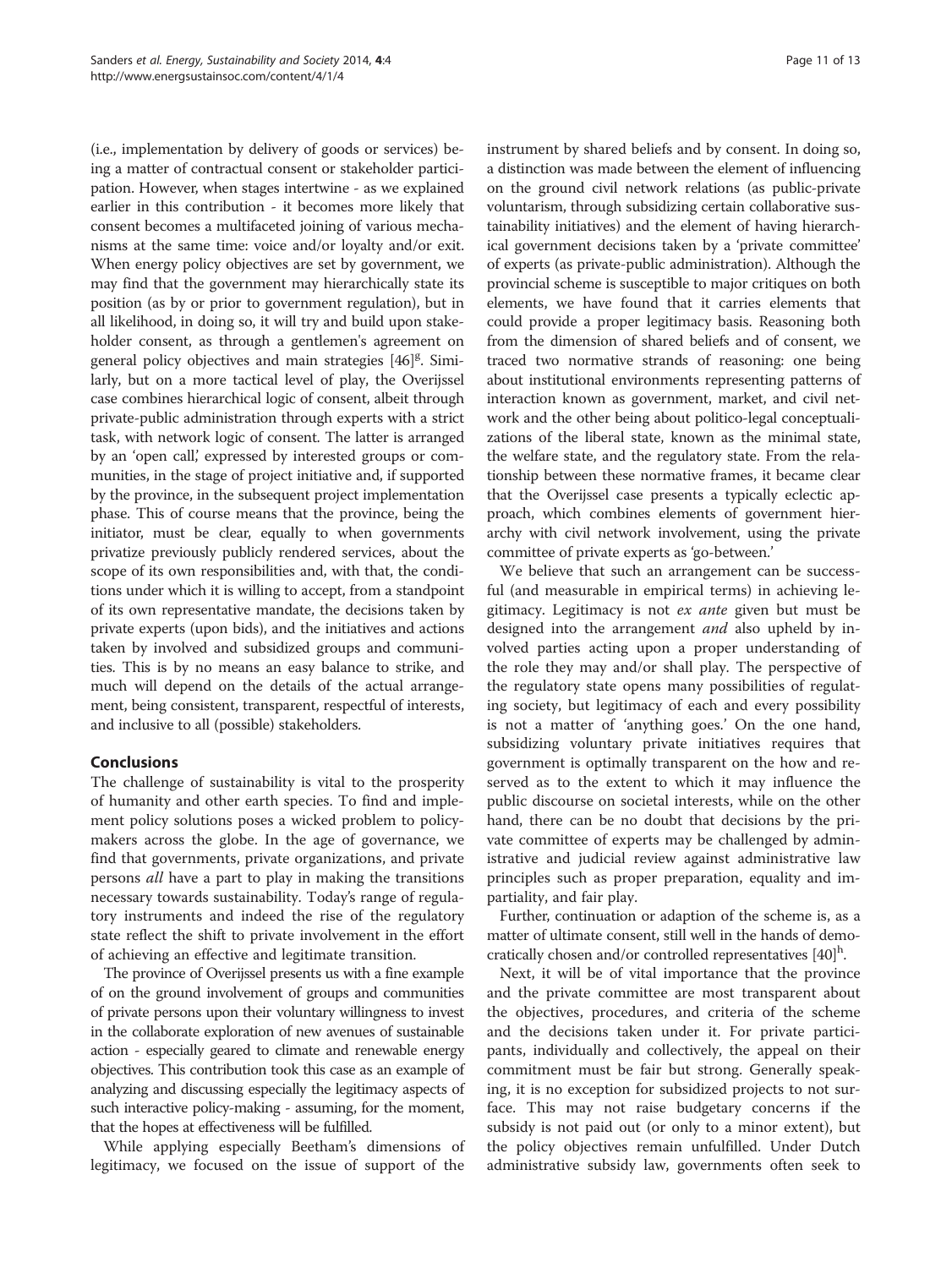(i.e., implementation by delivery of goods or services) being a matter of contractual consent or stakeholder participation. However, when stages intertwine - as we explained earlier in this contribution - it becomes more likely that consent becomes a multifaceted joining of various mechanisms at the same time: voice and/or loyalty and/or exit. When energy policy objectives are set by government, we may find that the government may hierarchically state its position (as by or prior to government regulation), but in all likelihood, in doing so, it will try and build upon stakeholder consent, as through a gentlemen's agreement on general policy objectives and main strategies [46][g]. Similarly, but on a more tactical level of play, the Overijssel case combines hierarchical logic of consent, albeit through private-public administration through experts with a strict task, with network logic of consent. The latter is arranged by an 'open call,' expressed by interested groups or communities, in the stage of project initiative and, if supported by the province, in the subsequent project implementation phase. This of course means that the province, being the initiator, must be clear, equally to when governments privatize previously publicly rendered services, about the scope of its own responsibilities and, with that, the conditions under which it is willing to accept, from a standpoint of its own representative mandate, the decisions taken by private experts (upon bids), and the initiatives and actions taken by involved and subsidized groups and communities. This is by no means an easy balance to strike, and much will depend on the details of the actual arrangement, being consistent, transparent, respectful of interests, and inclusive to all (possible) stakeholders.

## Conclusions

The challenge of sustainability is vital to the prosperity of humanity and other earth species. To find and implement policy solutions poses a wicked problem to policymakers across the globe. In the age of governance, we find that governments, private organizations, and private persons *all* have a part to play in making the transitions necessary towards sustainability. Today's range of regulatory instruments and indeed the rise of the regulatory state reflect the shift to private involvement in the effort of achieving an effective and legitimate transition.

The province of Overijssel presents us with a fine example of on the ground involvement of groups and communities of private persons upon their voluntary willingness to invest in the collaborate exploration of new avenues of sustainable action - especially geared to climate and renewable energy objectives. This contribution took this case as an example of analyzing and discussing especially the legitimacy aspects of such interactive policy-making - assuming, for the moment, that the hopes at effectiveness will be fulfilled.

While applying especially Beetham's dimensions of legitimacy, we focused on the issue of support of the instrument by shared beliefs and by consent. In doing so, a distinction was made between the element of influencing on the ground civil network relations (as public-private voluntarism, through subsidizing certain collaborative sustainability initiatives) and the element of having hierarchical government decisions taken by a 'private committee' of experts (as private-public administration). Although the provincial scheme is susceptible to major critiques on both elements, we have found that it carries elements that could provide a proper legitimacy basis. Reasoning both from the dimension of shared beliefs and of consent, we traced two normative strands of reasoning: one being about institutional environments representing patterns of interaction known as government, market, and civil network and the other being about politico-legal conceptualizations of the liberal state, known as the minimal state, the welfare state, and the regulatory state. From the relationship between these normative frames, it became clear that the Overijssel case presents a typically eclectic approach, which combines elements of government hierarchy with civil network involvement, using the private committee of private experts as 'go-between.'

We believe that such an arrangement can be successful (and measurable in empirical terms) in achieving legitimacy. Legitimacy is not *ex ante* given but must be designed into the arrangement *and* also upheld by involved parties acting upon a proper understanding of the role they may and/or shall play. The perspective of the regulatory state opens many possibilities of regulating society, but legitimacy of each and every possibility is not a matter of 'anything goes.' On the one hand, subsidizing voluntary private initiatives requires that government is optimally transparent on the how and reserved as to the extent to which it may influence the public discourse on societal interests, while on the other hand, there can be no doubt that decisions by the private committee of experts may be challenged by administrative and judicial review against administrative law principles such as proper preparation, equality and impartiality, and fair play.

Further, continuation or adaption of the scheme is, as a matter of ultimate consent, still well in the hands of democratically chosen and/or controlled representatives [40][h].

Next, it will be of vital importance that the province and the private committee are most transparent about the objectives, procedures, and criteria of the scheme and the decisions taken under it. For private participants, individually and collectively, the appeal on their commitment must be fair but strong. Generally speaking, it is no exception for subsidized projects to not surface. This may not raise budgetary concerns if the subsidy is not paid out (or only to a minor extent), but the policy objectives remain unfulfilled. Under Dutch administrative subsidy law, governments often seek to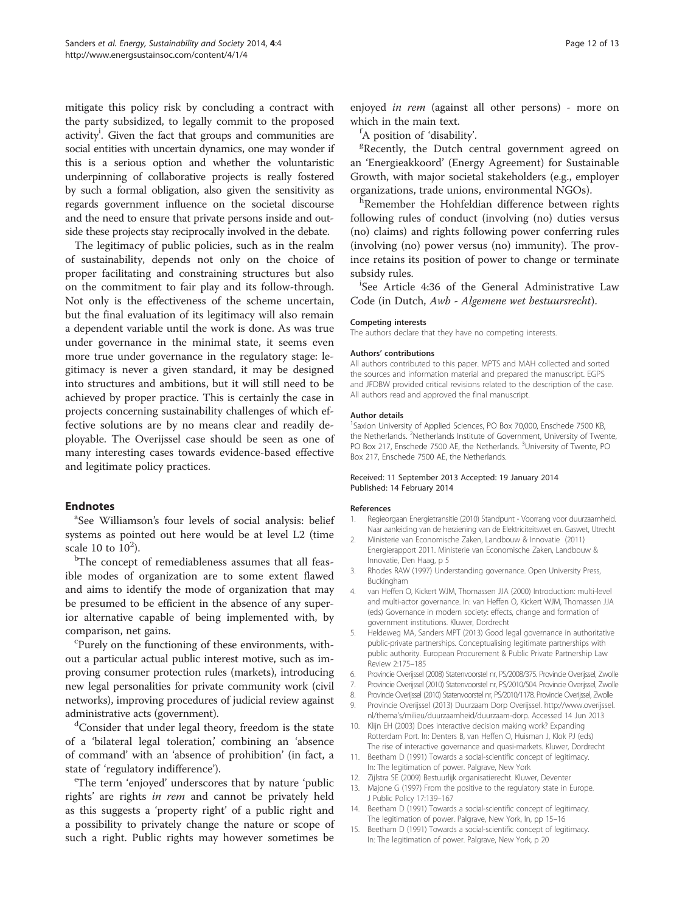mitigate this policy risk by concluding a contract with the party subsidized, to legally commit to the proposed activity[i]. Given the fact that groups and communities are social entities with uncertain dynamics, one may wonder if this is a serious option and whether the voluntaristic underpinning of collaborative projects is really fostered by such a formal obligation, also given the sensitivity as regards government influence on the societal discourse and the need to ensure that private persons inside and outside these projects stay reciprocally involved in the debate.

The legitimacy of public policies, such as in the realm of sustainability, depends not only on the choice of proper facilitating and constraining structures but also on the commitment to fair play and its follow-through. Not only is the effectiveness of the scheme uncertain, but the final evaluation of its legitimacy will also remain a dependent variable until the work is done. As was true under governance in the minimal state, it seems even more true under governance in the regulatory stage: legitimacy is never a given standard, it may be designed into structures and ambitions, but it will still need to be achieved by proper practice. This is certainly the case in projects concerning sustainability challenges of which effective solutions are by no means clear and readily deployable. The Overijssel case should be seen as one of many interesting cases towards evidence-based effective and legitimate policy practices.

## Endnotes

[a]See Williamson's four levels of social analysis: belief systems as pointed out here would be at level L2 (time scale 10 to $10^2$).

[b]The concept of remediableness assumes that all feasible modes of organization are to some extent flawed and aims to identify the mode of organization that may be presumed to be efficient in the absence of any superior alternative capable of being implemented with, by comparison, net gains.

[c]Purely on the functioning of these environments, without a particular actual public interest motive, such as improving consumer protection rules (markets), introducing new legal personalities for private community work (civil networks), improving procedures of judicial review against administrative acts (government).

[d]Consider that under legal theory, freedom is the state of a 'bilateral legal toleration,' combining an 'absence of command' with an 'absence of prohibition' (in fact, a state of 'regulatory indifference').

[e]The term 'enjoyed' underscores that by nature 'public rights' are rights *in rem* and cannot be privately held as this suggests a 'property right' of a public right and a possibility to privately change the nature or scope of such a right. Public rights may however sometimes be enjoyed *in rem* (against all other persons) - more on which in the main text.

[f]A position of 'disability'.

[g]Recently, the Dutch central government agreed on an 'Energieakkoord' (Energy Agreement) for Sustainable Growth, with major societal stakeholders (e.g., employer organizations, trade unions, environmental NGOs).

[h]Remember the Hohfeldian difference between rights following rules of conduct (involving (no) duties versus (no) claims) and rights following power conferring rules (involving (no) power versus (no) immunity). The province retains its position of power to change or terminate subsidy rules.

[i]See Article 4:36 of the General Administrative Law Code (in Dutch, *Awb - Algemene wet bestuursrecht*).

#### Competing interests

The authors declare that they have no competing interests.

#### Authors' contributions

All authors contributed to this paper. MPTS and MAH collected and sorted the sources and information material and prepared the manuscript. EGPS and JFDBW provided critical revisions related to the description of the case. All authors read and approved the final manuscript.

#### Author details

[1]Saxion University of Applied Sciences, PO Box 70,000, Enschede 7500 KB, the Netherlands. [2]Netherlands Institute of Government, University of Twente, PO Box 217, Enschede 7500 AE, the Netherlands. [3]University of Twente, PO Box 217, Enschede 7500 AE, the Netherlands.

Received: 11 September 2013 Accepted: 19 January 2014
Published: 14 February 2014

#### References

1. Regieorgaan Energietransitie (2010) Standpunt - Voorrang voor duurzaamheid. Naar aanleiding van de herziening van de Elektriciteitswet en. Gaswet, Utrecht
2. Ministerie van Economische Zaken, Landbouw & Innovatie (2011) Energierapport 2011. Ministerie van Economische Zaken, Landbouw & Innovatie, Den Haag, p 5
3. Rhodes RAW (1997) Understanding governance. Open University Press, Buckingham
4. van Heffen O, Kickert WJM, Thomassen JJA (2000) Introduction: multi-level and multi-actor governance. In: van Heffen O, Kickert WJM, Thomassen JJA (eds) Governance in modern society: effects, change and formation of government institutions. Kluwer, Dordrecht
5. Heldeweg MA, Sanders MPT (2013) Good legal governance in authoritative public-private partnerships. Conceptualising legitimate partnerships with public authority. European Procurement & Public Private Partnership Law Review 2:175–185
6. Provincie Overijssel (2008) Statenvoorstel nr, PS/2008/375. Provincie Overijssel, Zwolle
7. Provincie Overijssel (2010) Statenvoorstel nr, PS/2010/504. Provincie Overijssel, Zwolle
8. Provincie Overijssel (2010) Statenvoorstel nr, PS/2010/1178. Provincie Overijssel, Zwolle
9. Provincie Overijssel (2013) Duurzaam Dorp Overijssel. http://www.overijssel.nl/thema's/milieu/duurzaamheid/duurzaam-dorp. Accessed 14 Jun 2013
10. Klijn EH (2003) Does interactive decision making work? Expanding Rotterdam Port. In: Denters B, van Heffen O, Huisman J, Klok PJ (eds) The rise of interactive governance and quasi-markets. Kluwer, Dordrecht
11. Beetham D (1991) Towards a social-scientific concept of legitimacy. In: The legitimation of power. Palgrave, New York
12. Zijlstra SE (2009) Bestuurlijk organisatierecht. Kluwer, Deventer
13. Majone G (1997) From the positive to the regulatory state in Europe. J Public Policy 17:139–167
14. Beetham D (1991) Towards a social-scientific concept of legitimacy. The legitimation of power. Palgrave, New York, In, pp 15–16
15. Beetham D (1991) Towards a social-scientific concept of legitimacy. In: The legitimation of power. Palgrave, New York, p 20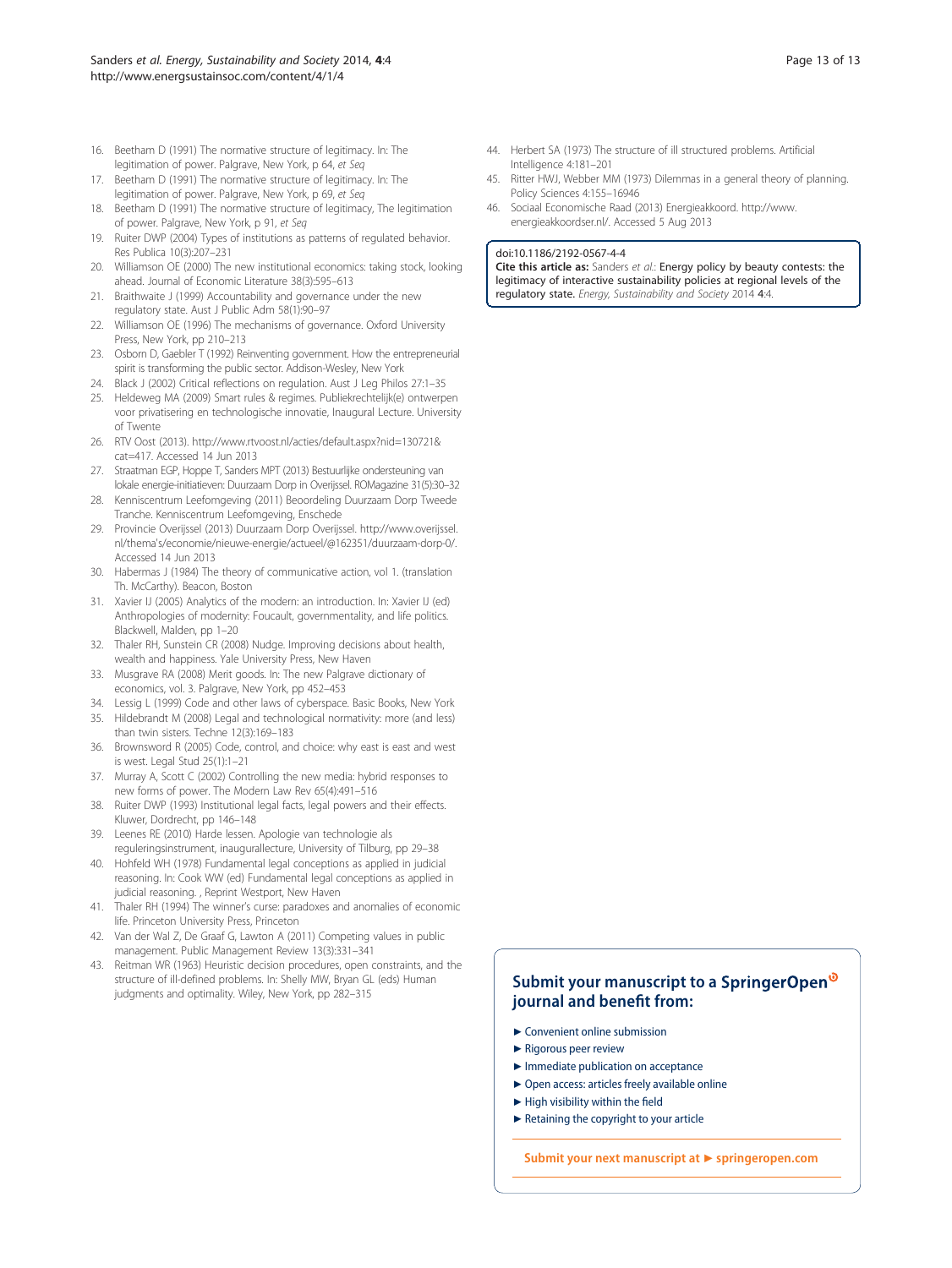16. Beetham D (1991) The normative structure of legitimacy. In: The legitimation of power. Palgrave, New York, p 64, *et Seq*
17. Beetham D (1991) The normative structure of legitimacy. In: The legitimation of power. Palgrave, New York, p 69, *et Seq*
18. Beetham D (1991) The normative structure of legitimacy, The legitimation of power. Palgrave, New York, p 91, *et Seq*
19. Ruiter DWP (2004) Types of institutions as patterns of regulated behavior. Res Publica 10(3):207–231
20. Williamson OE (2000) The new institutional economics: taking stock, looking ahead. Journal of Economic Literature 38(3):595–613
21. Braithwaite J (1999) Accountability and governance under the new regulatory state. Aust J Public Adm 58(1):90–97
22. Williamson OE (1996) The mechanisms of governance. Oxford University Press, New York, pp 210–213
23. Osborn D, Gaebler T (1992) Reinventing government. How the entrepreneurial spirit is transforming the public sector. Addison-Wesley, New York
24. Black J (2002) Critical reflections on regulation. Aust J Leg Philos 27:1–35
25. Heldeweg MA (2009) Smart rules & regimes. Publiekrechtelijk(e) ontwerpen voor privatisering en technologische innovatie, Inaugural Lecture. University of Twente
26. RTV Oost (2013). http://www.rtvoost.nl/acties/default.aspx?nid=130721&cat=417. Accessed 14 Jun 2013
27. Straatman EGP, Hoppe T, Sanders MPT (2013) Bestuurlijke ondersteuning van lokale energie-initiatieven: Duurzaam Dorp in Overijssel. ROMagazine 31(5):30–32
28. Kenniscentrum Leefomgeving (2011) Beoordeling Duurzaam Dorp Tweede Tranche. Kenniscentrum Leefomgeving, Enschede
29. Provincie Overijssel (2013) Duurzaam Dorp Overijssel. http://www.overijssel.nl/thema's/economie/nieuwe-energie/actueel/@162351/duurzaam-dorp-0/. Accessed 14 Jun 2013
30. Habermas J (1984) The theory of communicative action, vol 1. (translation Th. McCarthy). Beacon, Boston
31. Xavier IJ (2005) Analytics of the modern: an introduction. In: Xavier IJ (ed) Anthropologies of modernity: Foucault, governmentality, and life politics. Blackwell, Malden, pp 1–20
32. Thaler RH, Sunstein CR (2008) Nudge. Improving decisions about health, wealth and happiness. Yale University Press, New Haven
33. Musgrave RA (2008) Merit goods. In: The new Palgrave dictionary of economics, vol. 3. Palgrave, New York, pp 452–453
34. Lessig L (1999) Code and other laws of cyberspace. Basic Books, New York
35. Hildebrandt M (2008) Legal and technological normativity: more (and less) than twin sisters. Techne 12(3):169–183
36. Brownsword R (2005) Code, control, and choice: why east is east and west is west. Legal Stud 25(1):1–21
37. Murray A, Scott C (2002) Controlling the new media: hybrid responses to new forms of power. The Modern Law Rev 65(4):491–516
38. Ruiter DWP (1993) Institutional legal facts, legal powers and their effects. Kluwer, Dordrecht, pp 146–148
39. Leenes RE (2010) Harde lessen. Apologie van technologie als reguleringsinstrument, inaugurallecture, University of Tilburg, pp 29–38
40. Hohfeld WH (1978) Fundamental legal conceptions as applied in judicial reasoning. In: Cook WW (ed) Fundamental legal conceptions as applied in judicial reasoning. , Reprint Westport, New Haven
41. Thaler RH (1994) The winner's curse: paradoxes and anomalies of economic life. Princeton University Press, Princeton
42. Van der Wal Z, De Graaf G, Lawton A (2011) Competing values in public management. Public Management Review 13(3):331–341
43. Reitman WR (1963) Heuristic decision procedures, open constraints, and the structure of ill-defined problems. In: Shelly MW, Bryan GL (eds) Human judgments and optimality. Wiley, New York, pp 282–315
44. Herbert SA (1973) The structure of ill structured problems. Artificial Intelligence 4:181–201
45. Ritter HWJ, Webber MM (1973) Dilemmas in a general theory of planning. Policy Sciences 4:155–16946
46. Sociaal Economische Raad (2013) Energieakkoord. http://www.energieakkoordser.nl/. Accessed 5 Aug 2013

doi:10.1186/2192-0567-4-4

**Cite this article as:** Sanders *et al.*: Energy policy by beauty contests: the legitimacy of interactive sustainability policies at regional levels of the regulatory state. *Energy, Sustainability and Society* 2014 **4**:4.

**Submit your manuscript to a SpringerOpen journal and benefit from:**

- ► Convenient online submission
- ► Rigorous peer review
- ► Immediate publication on acceptance
- ► Open access: articles freely available online
- ► High visibility within the field
- ► Retaining the copyright to your article

**Submit your next manuscript at ► springeropen.com**